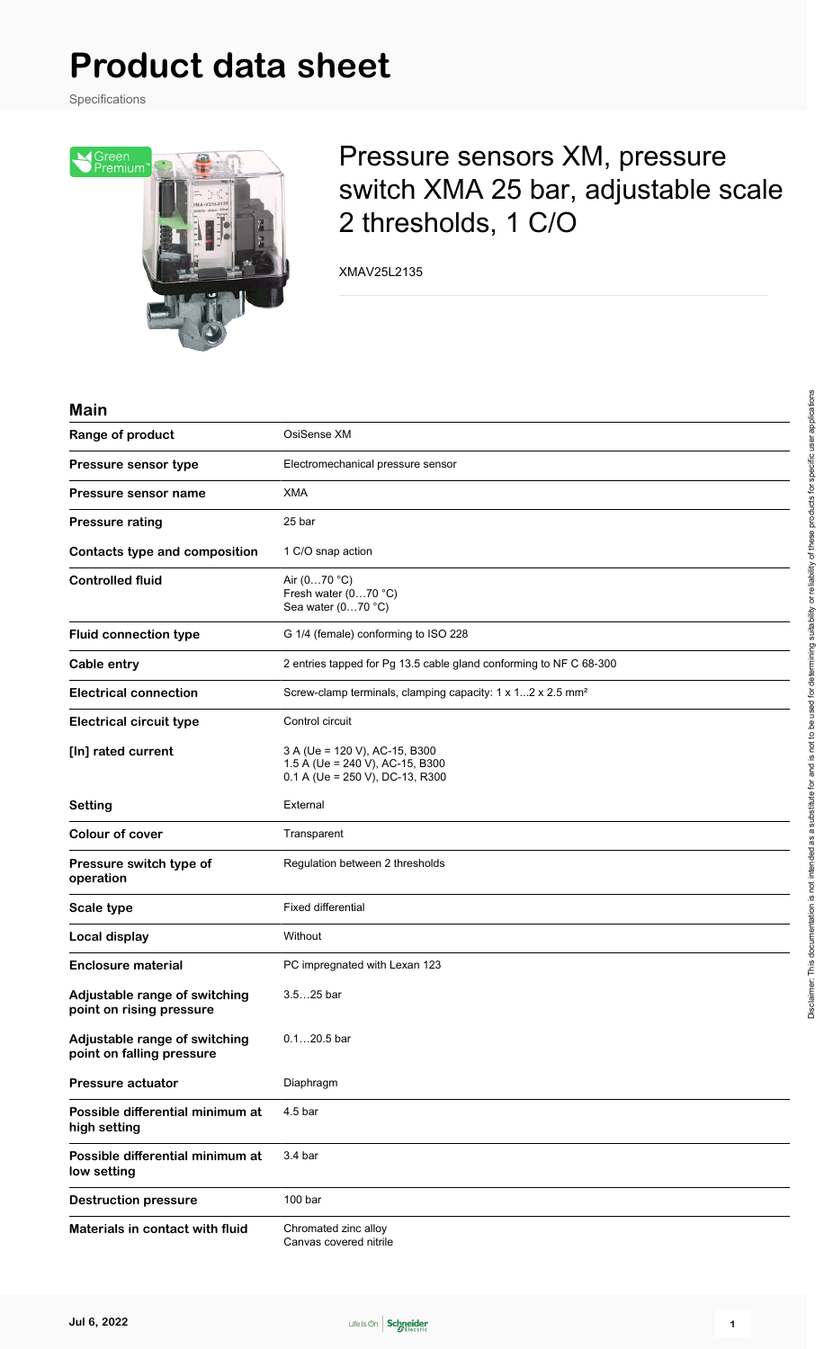# Product data sheet

Specifications

## Pressure sensors XM, pressure switch XMA 25 bar, adjustable scale 2 thresholds, 1 C/O

XMAV25L2135

### Main

| | |
|---|---|
| **Range of product** | OsiSense XM |
| **Pressure sensor type** | Electromechanical pressure sensor |
| **Pressure sensor name** | XMA |
| **Pressure rating** | 25 bar |
| **Contacts type and composition** | 1 C/O snap action |
| **Controlled fluid** | Air (0…70 °C)<br>Fresh water (0…70 °C)<br>Sea water (0…70 °C) |
| **Fluid connection type** | G 1/4 (female) conforming to ISO 228 |
| **Cable entry** | 2 entries tapped for Pg 13.5 cable gland conforming to NF C 68-300 |
| **Electrical connection** | Screw-clamp terminals, clamping capacity: 1 x 1...2 x 2.5 mm² |
| **Electrical circuit type** | Control circuit |
| **[In] rated current** | 3 A (Ue = 120 V), AC-15, B300<br>1.5 A (Ue = 240 V), AC-15, B300<br>0.1 A (Ue = 250 V), DC-13, R300 |
| **Setting** | External |
| **Colour of cover** | Transparent |
| **Pressure switch type of operation** | Regulation between 2 thresholds |
| **Scale type** | Fixed differential |
| **Local display** | Without |
| **Enclosure material** | PC impregnated with Lexan 123 |
| **Adjustable range of switching point on rising pressure** | 3.5…25 bar |
| **Adjustable range of switching point on falling pressure** | 0.1…20.5 bar |
| **Pressure actuator** | Diaphragm |
| **Possible differential minimum at high setting** | 4.5 bar |
| **Possible differential minimum at low setting** | 3.4 bar |
| **Destruction pressure** | 100 bar |
| **Materials in contact with fluid** | Chromated zinc alloy<br>Canvas covered nitrile |

Disclaimer: This documentation is not intended as a substitute for and is not to be used for determining suitability or reliability of these products for specific user applications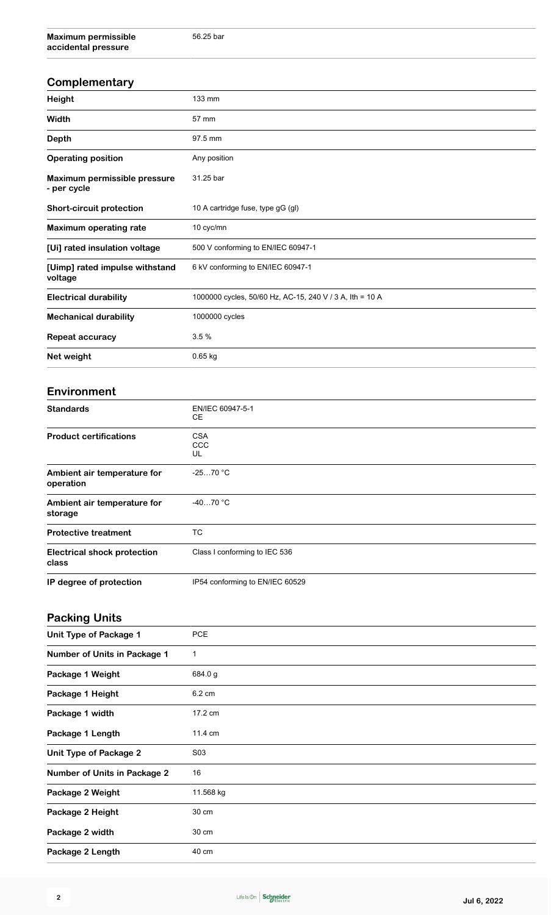| | |
|---|---|
| **Maximum permissible accidental pressure** | 56.25 bar |

## Complementary

| | |
|---|---|
| **Height** | 133 mm |
| **Width** | 57 mm |
| **Depth** | 97.5 mm |
| **Operating position** | Any position |
| **Maximum permissible pressure - per cycle** | 31.25 bar |
| **Short-circuit protection** | 10 A cartridge fuse, type gG (gl) |
| **Maximum operating rate** | 10 cyc/mn |
| **[Ui] rated insulation voltage** | 500 V conforming to EN/IEC 60947-1 |
| **[Uimp] rated impulse withstand voltage** | 6 kV conforming to EN/IEC 60947-1 |
| **Electrical durability** | 1000000 cycles, 50/60 Hz, AC-15, 240 V / 3 A, Ith = 10 A |
| **Mechanical durability** | 1000000 cycles |
| **Repeat accuracy** | 3.5 % |
| **Net weight** | 0.65 kg |

## Environment

| | |
|---|---|
| **Standards** | EN/IEC 60947-5-1<br>CE |
| **Product certifications** | CSA<br>CCC<br>UL |
| **Ambient air temperature for operation** | -25…70 °C |
| **Ambient air temperature for storage** | -40…70 °C |
| **Protective treatment** | TC |
| **Electrical shock protection class** | Class I conforming to IEC 536 |
| **IP degree of protection** | IP54 conforming to EN/IEC 60529 |

## Packing Units

| | |
|---|---|
| **Unit Type of Package 1** | PCE |
| **Number of Units in Package 1** | 1 |
| **Package 1 Weight** | 684.0 g |
| **Package 1 Height** | 6.2 cm |
| **Package 1 width** | 17.2 cm |
| **Package 1 Length** | 11.4 cm |
| **Unit Type of Package 2** | S03 |
| **Number of Units in Package 2** | 16 |
| **Package 2 Weight** | 11.568 kg |
| **Package 2 Height** | 30 cm |
| **Package 2 width** | 30 cm |
| **Package 2 Length** | 40 cm |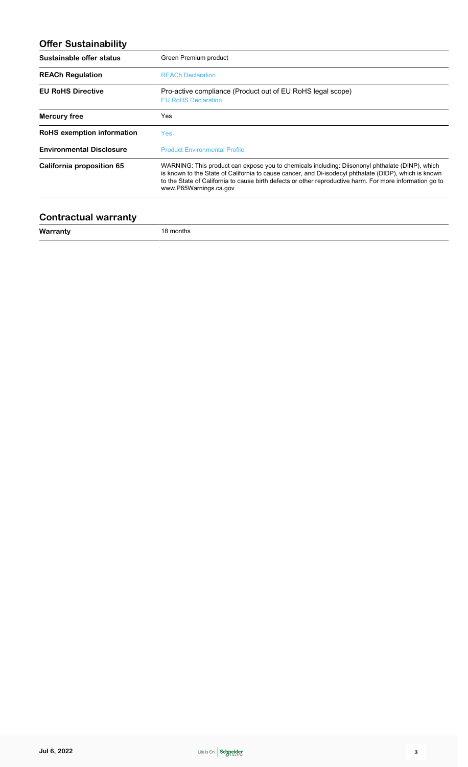## Offer Sustainability

| | |
|---|---|
| **Sustainable offer status** | Green Premium product |
| **REACh Regulation** | REACh Declaration |
| **EU RoHS Directive** | Pro-active compliance (Product out of EU RoHS legal scope)<br>EU RoHS Declaration |
| **Mercury free** | Yes |
| **RoHS exemption information** | Yes |
| **Environmental Disclosure** | Product Environmental Profile |
| **California proposition 65** | WARNING: This product can expose you to chemicals including: Diisononyl phthalate (DINP), which is known to the State of California to cause cancer, and Di-isodecyl phthalate (DIDP), which is known to the State of California to cause birth defects or other reproductive harm. For more information go to www.P65Warnings.ca.gov |

## Contractual warranty

| | |
|---|---|
| **Warranty** | 18 months |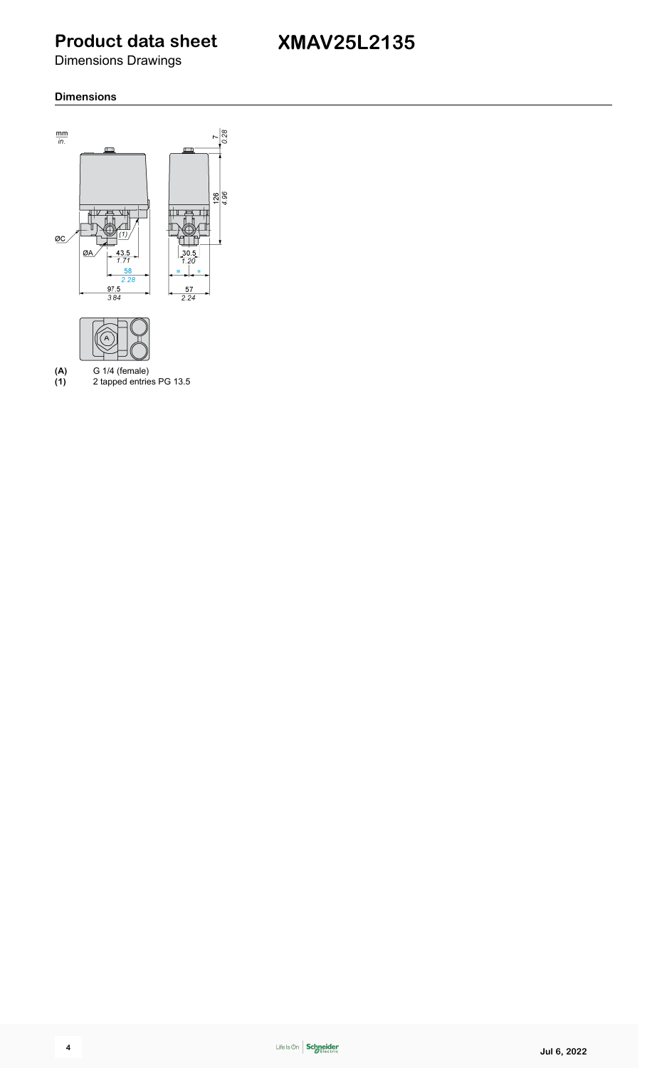# Product data sheet

# XMAV25L2135

Dimensions Drawings

### Dimensions

**(A)** G 1/4 (female)
**(1)** 2 tapped entries PG 13.5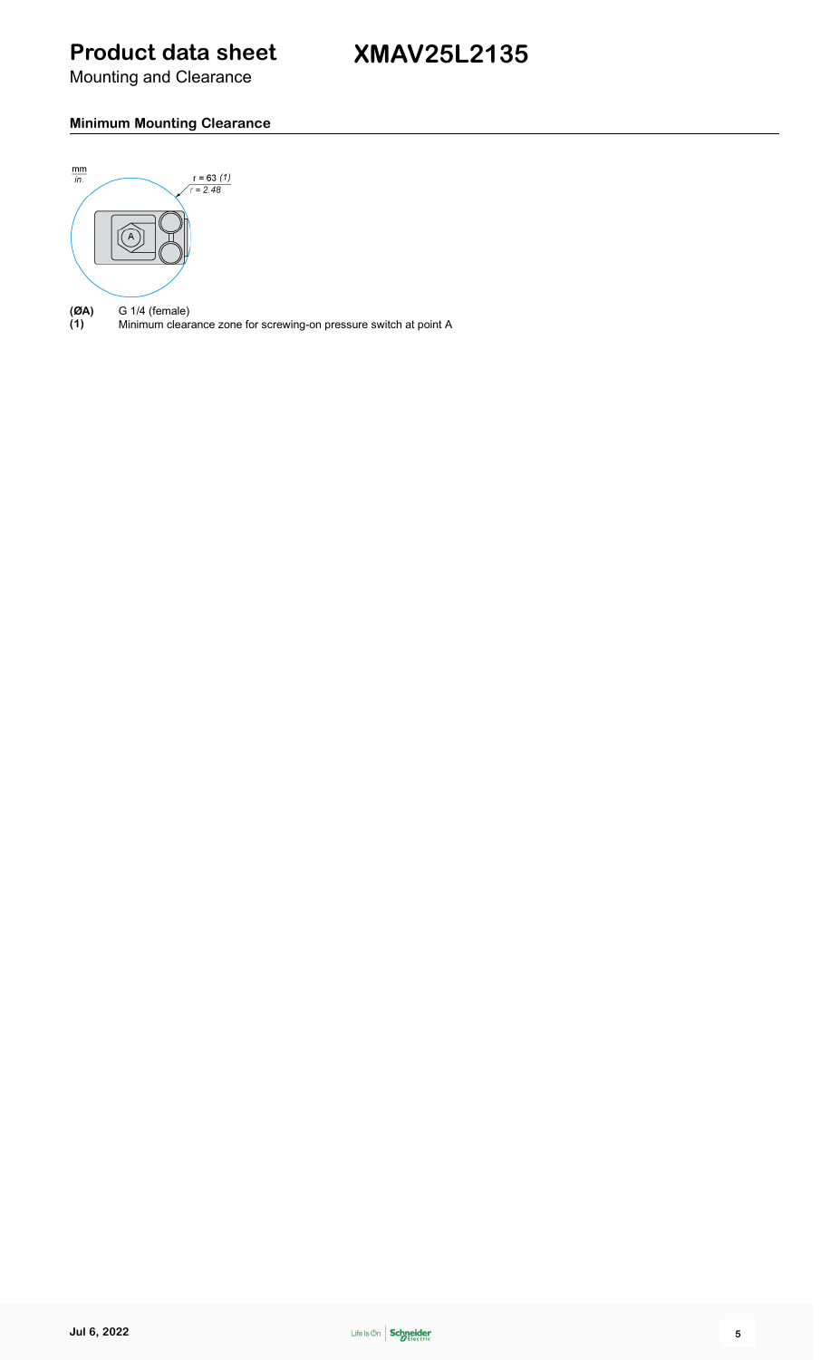# Product data sheet

Mounting and Clearance

# XMAV25L2135

### Minimum Mounting Clearance

mm
*in.*

r = 63 *(1)*
*r = 2.48*

A

**(ØA)** G 1/4 (female)
**(1)** Minimum clearance zone for screwing-on pressure switch at point A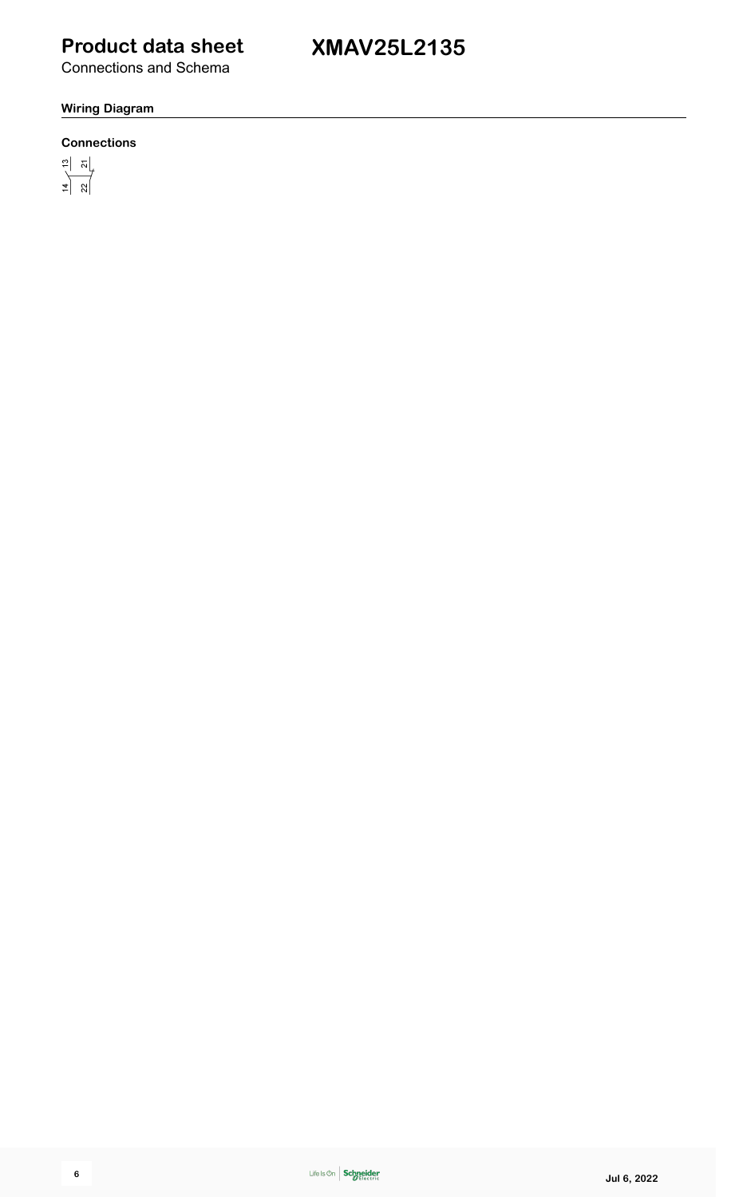# Product data sheet

# XMAV25L2135

Connections and Schema

## Wiring Diagram

### Connections

13 21

14 22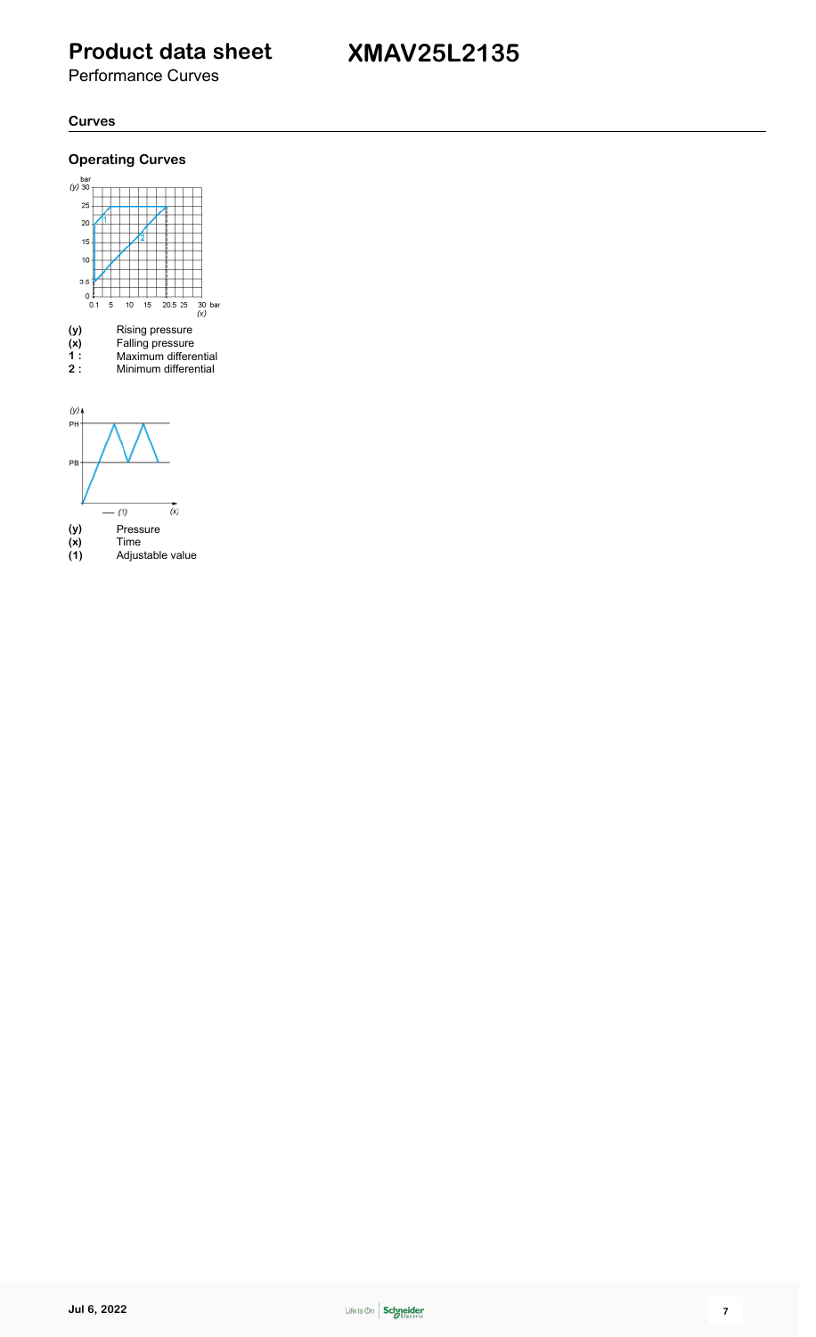# Product data sheet

# XMAV25L2135

Performance Curves

## Curves

### Operating Curves

bar
(y) 30
25
20
15
10
3.5
0
0.1 5 10 15 20.5 25 30 bar
(x)
1
2

**(y)** Rising pressure
**(x)** Falling pressure
**1 :** Maximum differential
**2 :** Minimum differential

(y)
PH
PB
(1)
(x)

**(y)** Pressure
**(x)** Time
**(1)** Adjustable value